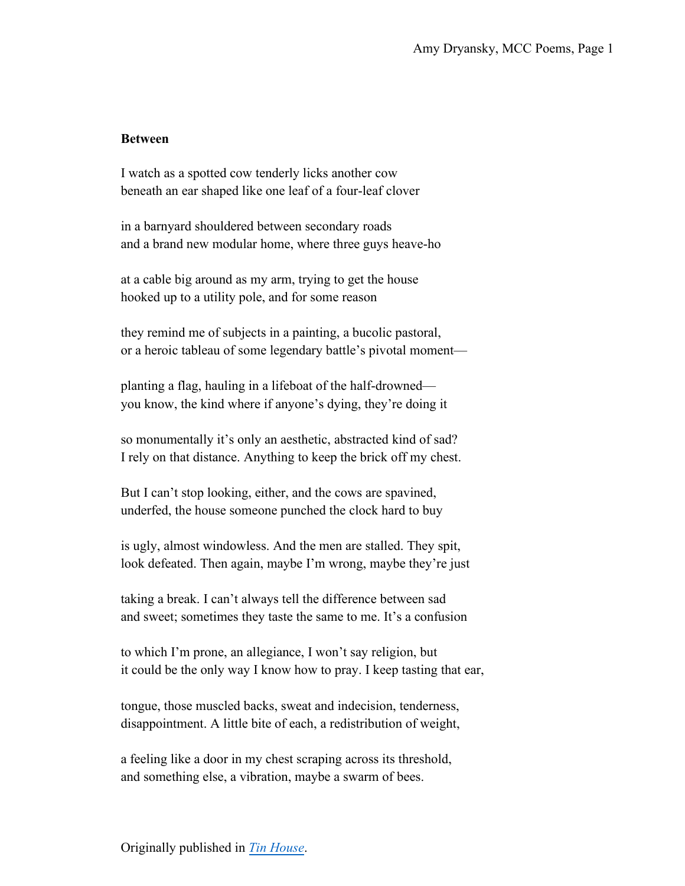**Between**

I watch as a spotted cow tenderly licks another cow
beneath an ear shaped like one leaf of a four-leaf clover

in a barnyard shouldered between secondary roads
and a brand new modular home, where three guys heave-ho

at a cable big around as my arm, trying to get the house
hooked up to a utility pole, and for some reason

they remind me of subjects in a painting, a bucolic pastoral,
or a heroic tableau of some legendary battle's pivotal moment—

planting a flag, hauling in a lifeboat of the half-drowned—
you know, the kind where if anyone's dying, they're doing it

so monumentally it's only an aesthetic, abstracted kind of sad?
I rely on that distance. Anything to keep the brick off my chest.

But I can't stop looking, either, and the cows are spavined,
underfed, the house someone punched the clock hard to buy

is ugly, almost windowless. And the men are stalled. They spit,
look defeated. Then again, maybe I'm wrong, maybe they're just

taking a break. I can't always tell the difference between sad
and sweet; sometimes they taste the same to me. It's a confusion

to which I'm prone, an allegiance, I won't say religion, but
it could be the only way I know how to pray. I keep tasting that ear,

tongue, those muscled backs, sweat and indecision, tenderness,
disappointment. A little bite of each, a redistribution of weight,

a feeling like a door in my chest scraping across its threshold,
and something else, a vibration, maybe a swarm of bees.

Originally published in *Tin House*.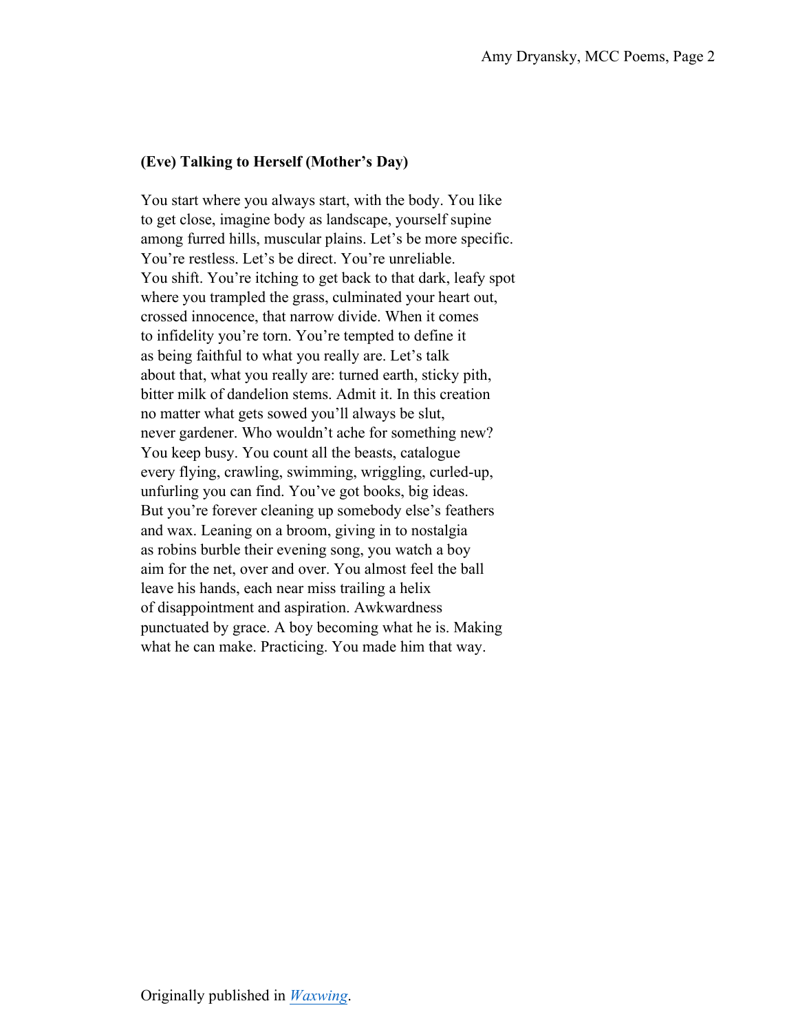**(Eve) Talking to Herself (Mother's Day)**

You start where you always start, with the body. You like  
to get close, imagine body as landscape, yourself supine  
among furred hills, muscular plains. Let's be more specific.  
You're restless. Let's be direct. You're unreliable.  
You shift. You're itching to get back to that dark, leafy spot  
where you trampled the grass, culminated your heart out,  
crossed innocence, that narrow divide. When it comes  
to infidelity you're torn. You're tempted to define it  
as being faithful to what you really are. Let's talk  
about that, what you really are: turned earth, sticky pith,  
bitter milk of dandelion stems. Admit it. In this creation  
no matter what gets sowed you'll always be slut,  
never gardener. Who wouldn't ache for something new?  
You keep busy. You count all the beasts, catalogue  
every flying, crawling, swimming, wriggling, curled-up,  
unfurling you can find. You've got books, big ideas.  
But you're forever cleaning up somebody else's feathers  
and wax. Leaning on a broom, giving in to nostalgia  
as robins burble their evening song, you watch a boy  
aim for the net, over and over. You almost feel the ball  
leave his hands, each near miss trailing a helix  
of disappointment and aspiration. Awkwardness  
punctuated by grace. A boy becoming what he is. Making  
what he can make. Practicing. You made him that way.

Originally published in *Waxwing*.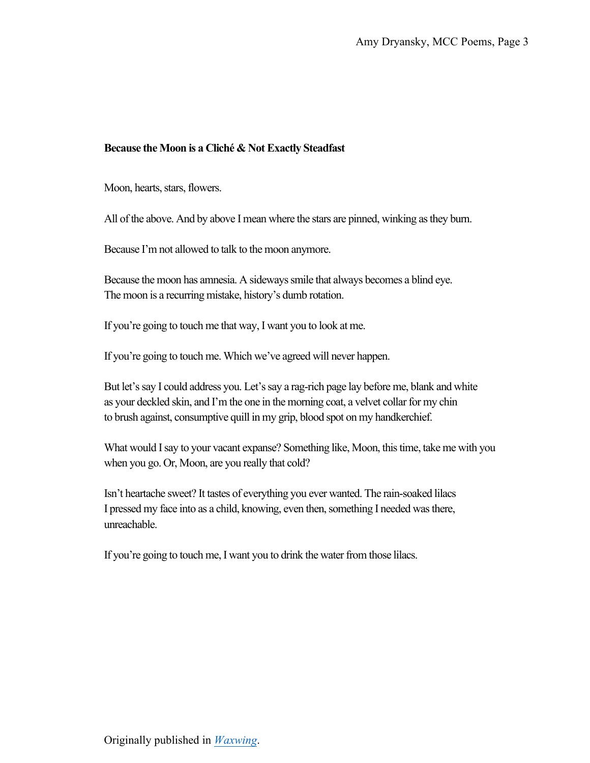**Because the Moon is a Cliché & Not Exactly Steadfast**

Moon, hearts, stars, flowers.

All of the above. And by above I mean where the stars are pinned, winking as they burn.

Because I'm not allowed to talk to the moon anymore.

Because the moon has amnesia. A sideways smile that always becomes a blind eye.
The moon is a recurring mistake, history's dumb rotation.

If you're going to touch me that way, I want you to look at me.

If you're going to touch me. Which we've agreed will never happen.

But let's say I could address you. Let's say a rag-rich page lay before me, blank and white
as your deckled skin, and I'm the one in the morning coat, a velvet collar for my chin
to brush against, consumptive quill in my grip, blood spot on my handkerchief.

What would I say to your vacant expanse? Something like, Moon, this time, take me with you
when you go. Or, Moon, are you really that cold?

Isn't heartache sweet? It tastes of everything you ever wanted. The rain-soaked lilacs
I pressed my face into as a child, knowing, even then, something I needed was there,
unreachable.

If you're going to touch me, I want you to drink the water from those lilacs.

Originally published in *Waxwing*.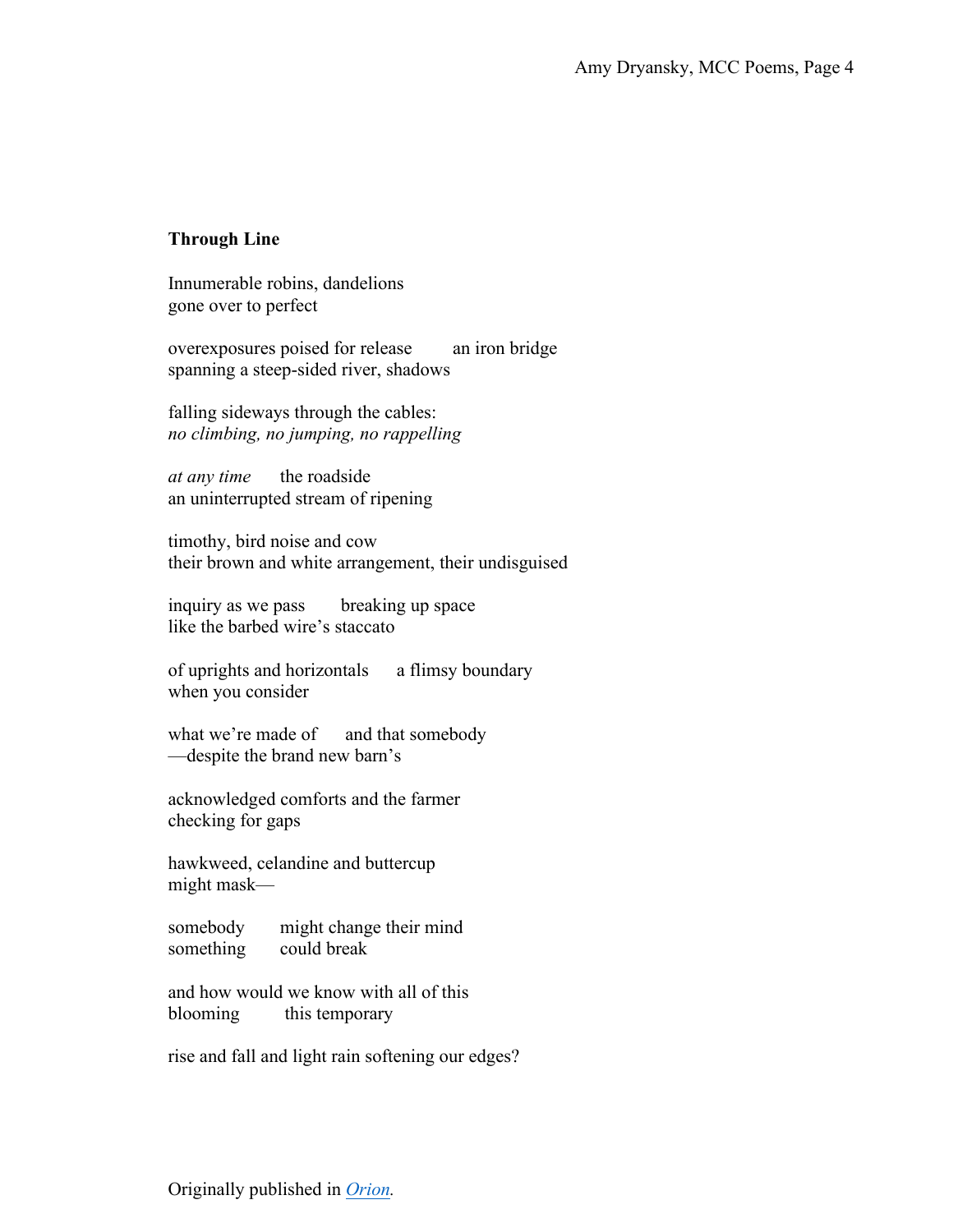**Through Line**

Innumerable robins, dandelions  
gone over to perfect

overexposures poised for release    an iron bridge  
spanning a steep-sided river, shadows

falling sideways through the cables:  
*no climbing, no jumping, no rappelling*

*at any time*    the roadside  
an uninterrupted stream of ripening

timothy, bird noise and cow  
their brown and white arrangement, their undisguised

inquiry as we pass    breaking up space  
like the barbed wire's staccato

of uprights and horizontals    a flimsy boundary  
when you consider

what we're made of    and that somebody  
—despite the brand new barn's

acknowledged comforts and the farmer  
checking for gaps

hawkweed, celandine and buttercup  
might mask—

somebody    might change their mind  
something    could break

and how would we know with all of this  
blooming    this temporary

rise and fall and light rain softening our edges?

Originally published in *Orion*.